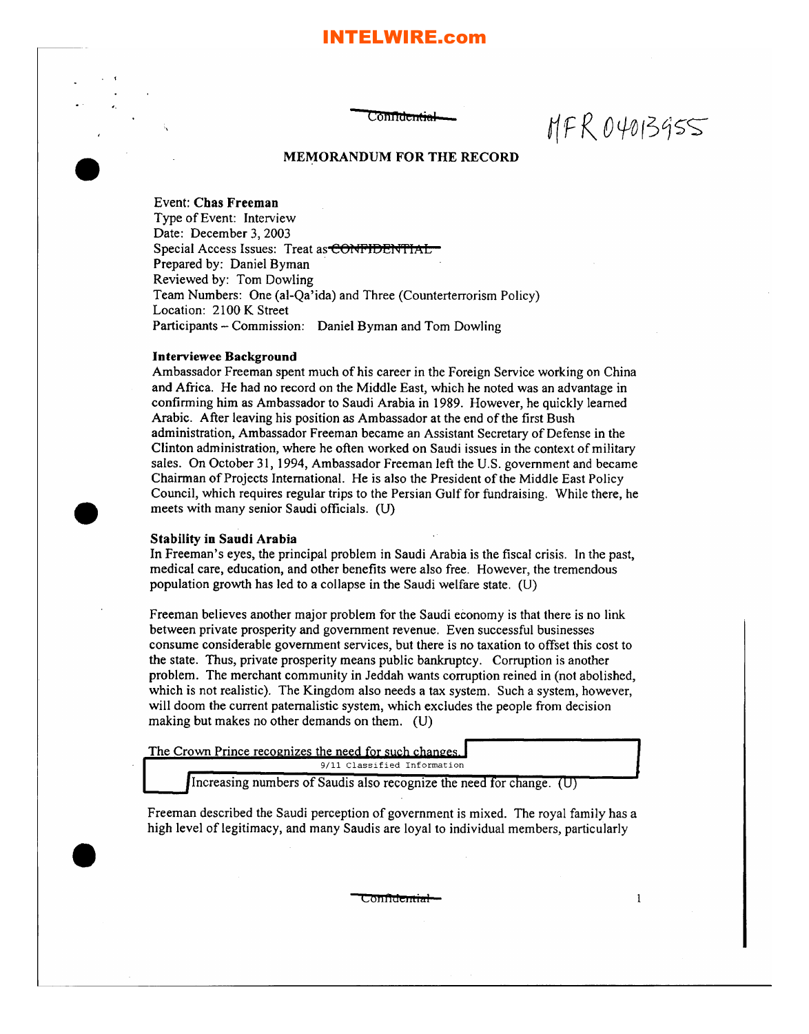Confidential

MFR 04013955

**MEMORANDUM FOR THE RECORD**

Event: **Chas Freeman**
Type of Event: Interview
Date: December 3, 2003
Special Access Issues: Treat as ~~CONFIDENTIAL~~
Prepared by: Daniel Byman
Reviewed by: Tom Dowling
Team Numbers: One (al-Qa'ida) and Three (Counterterrorism Policy)
Location: 2100 K Street
Participants – Commission: Daniel Byman and Tom Dowling

**Interviewee Background**
Ambassador Freeman spent much of his career in the Foreign Service working on China and Africa. He had no record on the Middle East, which he noted was an advantage in confirming him as Ambassador to Saudi Arabia in 1989. However, he quickly learned Arabic. After leaving his position as Ambassador at the end of the first Bush administration, Ambassador Freeman became an Assistant Secretary of Defense in the Clinton administration, where he often worked on Saudi issues in the context of military sales. On October 31, 1994, Ambassador Freeman left the U.S. government and became Chairman of Projects International. He is also the President of the Middle East Policy Council, which requires regular trips to the Persian Gulf for fundraising. While there, he meets with many senior Saudi officials. (U)

**Stability in Saudi Arabia**
In Freeman's eyes, the principal problem in Saudi Arabia is the fiscal crisis. In the past, medical care, education, and other benefits were also free. However, the tremendous population growth has led to a collapse in the Saudi welfare state. (U)

Freeman believes another major problem for the Saudi economy is that there is no link between private prosperity and government revenue. Even successful businesses consume considerable government services, but there is no taxation to offset this cost to the state. Thus, private prosperity means public bankruptcy. Corruption is another problem. The merchant community in Jeddah wants corruption reined in (not abolished, which is not realistic). The Kingdom also needs a tax system. Such a system, however, will doom the current paternalistic system, which excludes the people from decision making but makes no other demands on them. (U)

The Crown Prince recognizes the need for such changes. [9/11 Classified Information] Increasing numbers of Saudis also recognize the need for change. (U)

Freeman described the Saudi perception of government is mixed. The royal family has a high level of legitimacy, and many Saudis are loyal to individual members, particularly

Confidential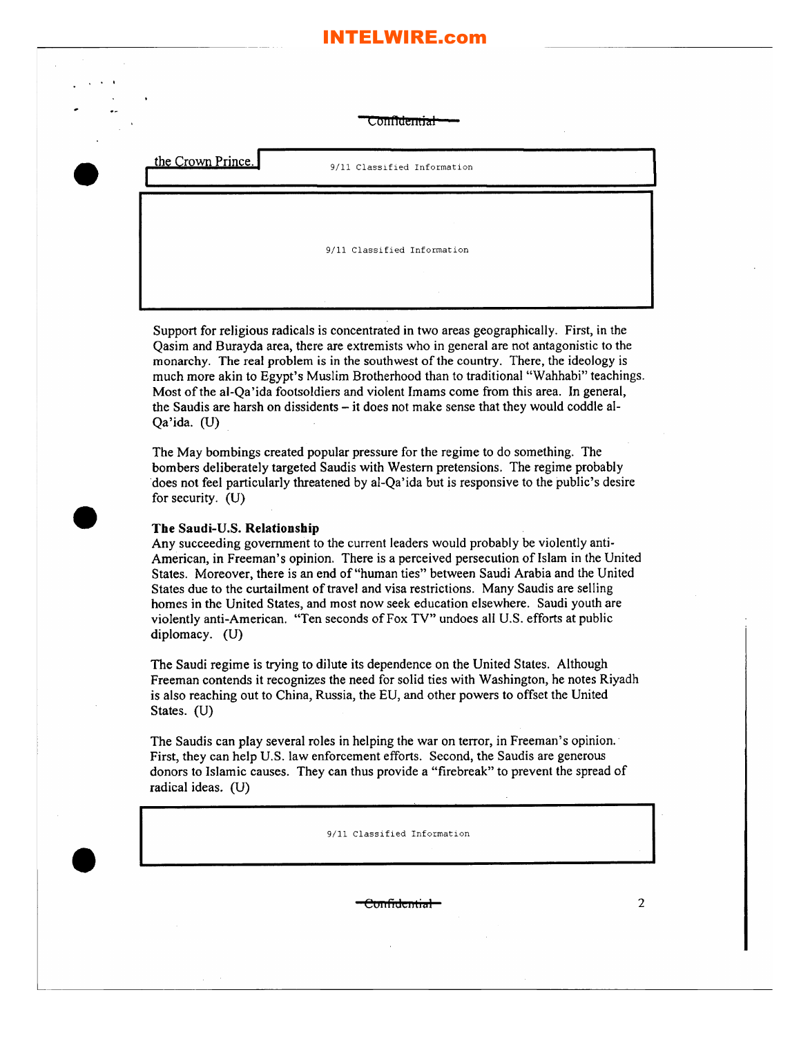Confidential

the Crown Prince. 9/11 Classified Information

9/11 Classified Information

Support for religious radicals is concentrated in two areas geographically. First, in the Qasim and Buraydа area, there are extremists who in general are not antagonistic to the monarchy. The real problem is in the southwest of the country. There, the ideology is much more akin to Egypt's Muslim Brotherhood than to traditional "Wahhabi" teachings. Most of the al-Qa'ida footsoldiers and violent Imams come from this area. In general, the Saudis are harsh on dissidents – it does not make sense that they would coddle al-Qa'ida. (U)

The May bombings created popular pressure for the regime to do something. The bombers deliberately targeted Saudis with Western pretensions. The regime probably does not feel particularly threatened by al-Qa'ida but is responsive to the public's desire for security. (U)

**The Saudi-U.S. Relationship**

Any succeeding government to the current leaders would probably be violently anti-American, in Freeman's opinion. There is a perceived persecution of Islam in the United States. Moreover, there is an end of "human ties" between Saudi Arabia and the United States due to the curtailment of travel and visa restrictions. Many Saudis are selling homes in the United States, and most now seek education elsewhere. Saudi youth are violently anti-American. "Ten seconds of Fox TV" undoes all U.S. efforts at public diplomacy. (U)

The Saudi regime is trying to dilute its dependence on the United States. Although Freeman contends it recognizes the need for solid ties with Washington, he notes Riyadh is also reaching out to China, Russia, the EU, and other powers to offset the United States. (U)

The Saudis can play several roles in helping the war on terror, in Freeman's opinion. First, they can help U.S. law enforcement efforts. Second, the Saudis are generous donors to Islamic causes. They can thus provide a "firebreak" to prevent the spread of radical ideas. (U)

9/11 Classified Information

Confidential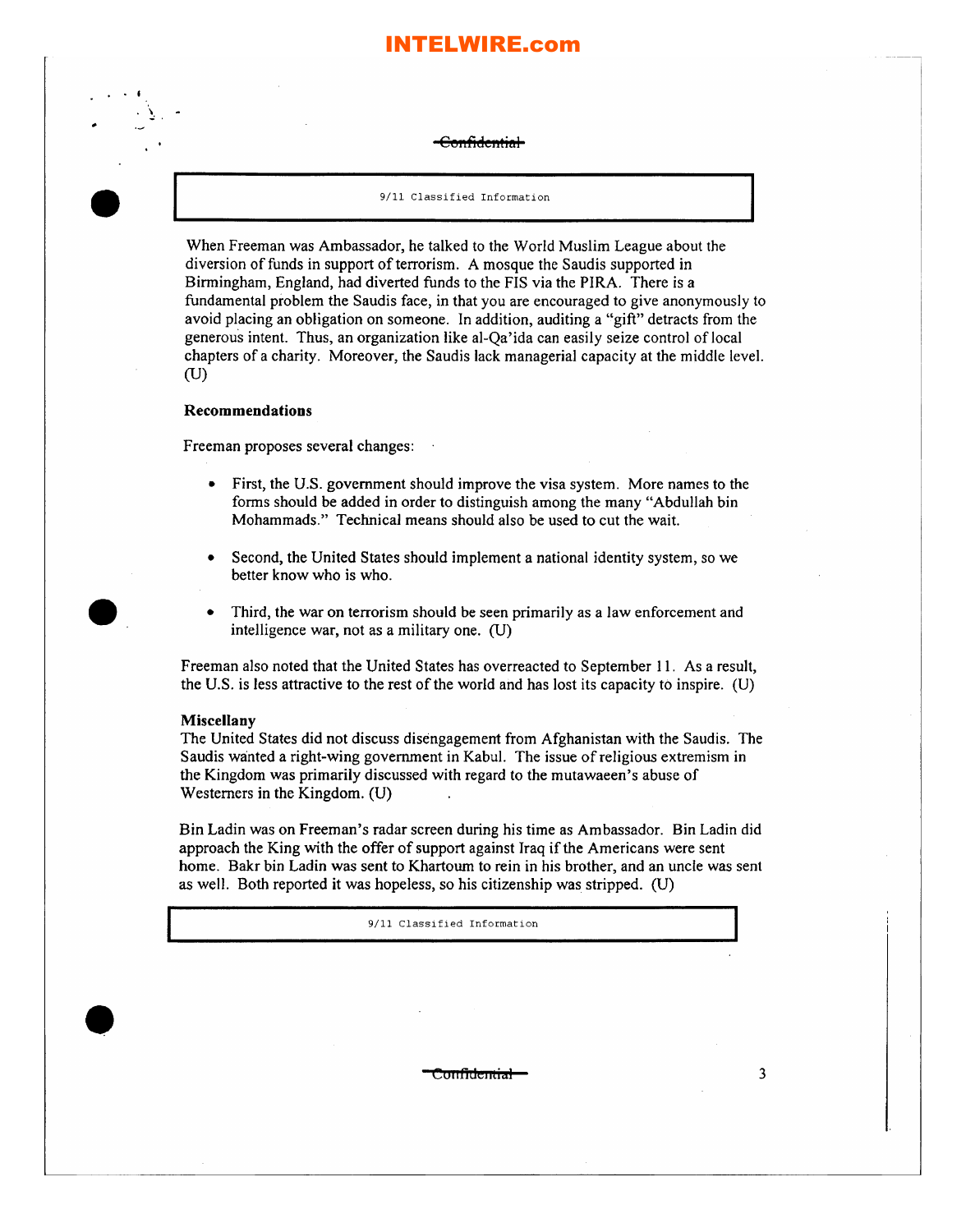Confidential

| 9/11 Classified Information |
|---|

When Freeman was Ambassador, he talked to the World Muslim League about the diversion of funds in support of terrorism. A mosque the Saudis supported in Birmingham, England, had diverted funds to the FIS via the PIRA. There is a fundamental problem the Saudis face, in that you are encouraged to give anonymously to avoid placing an obligation on someone. In addition, auditing a "gift" detracts from the generous intent. Thus, an organization like al-Qa'ida can easily seize control of local chapters of a charity. Moreover, the Saudis lack managerial capacity at the middle level. (U)

**Recommendations**

Freeman proposes several changes:

- First, the U.S. government should improve the visa system. More names to the forms should be added in order to distinguish among the many "Abdullah bin Mohammads." Technical means should also be used to cut the wait.
- Second, the United States should implement a national identity system, so we better know who is who.
- Third, the war on terrorism should be seen primarily as a law enforcement and intelligence war, not as a military one. (U)

Freeman also noted that the United States has overreacted to September 11. As a result, the U.S. is less attractive to the rest of the world and has lost its capacity to inspire. (U)

**Miscellany**

The United States did not discuss disengagement from Afghanistan with the Saudis. The Saudis wanted a right-wing government in Kabul. The issue of religious extremism in the Kingdom was primarily discussed with regard to the mutawaeen's abuse of Westerners in the Kingdom. (U)

Bin Ladin was on Freeman's radar screen during his time as Ambassador. Bin Ladin did approach the King with the offer of support against Iraq if the Americans were sent home. Bakr bin Ladin was sent to Khartoum to rein in his brother, and an uncle was sent as well. Both reported it was hopeless, so his citizenship was stripped. (U)

| 9/11 Classified Information |
|---|

Confidential